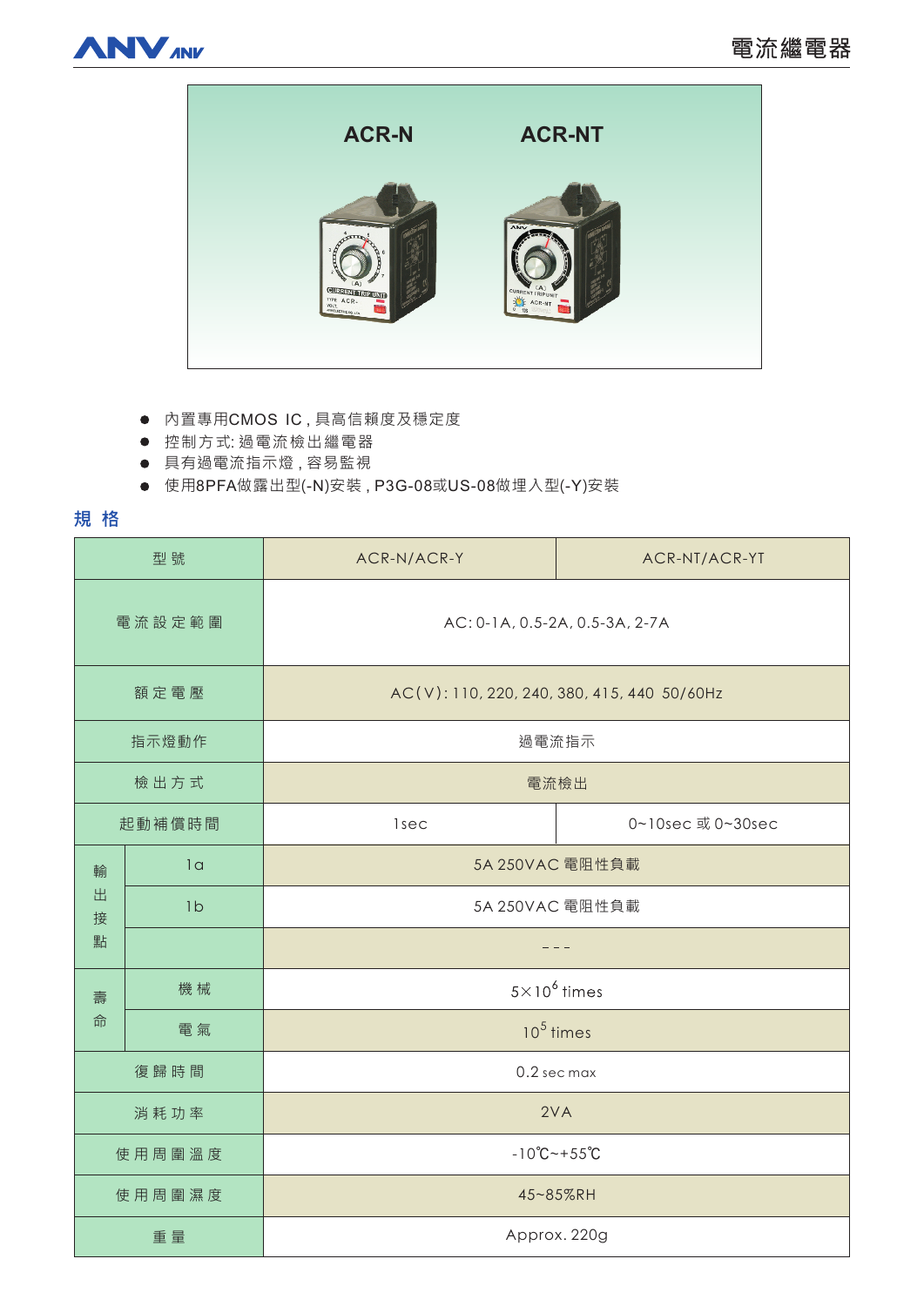# 電流繼電器

ACR-N　ACR-NT

- 內置專用CMOS IC，具高信賴度及穩定度
- 控制方式: 過電流檢出繼電器
- 具有過電流指示燈，容易監視
- 使用8PFA做露出型(-N)安裝，P3G-08或US-08做埋入型(-Y)安裝

## 規 格

| 型 號 | | ACR-N/ACR-Y | ACR-NT/ACR-YT |
|---|---|---|---|
| 電流設定範圍 | | AC: 0-1A, 0.5-2A, 0.5-3A, 2-7A | |
| 額定電壓 | | AC(V): 110, 220, 240, 380, 415, 440 50/60Hz | |
| 指示燈動作 | | 過電流指示 | |
| 檢出方式 | | 電流檢出 | |
| 起動補償時間 | | 1sec | 0~10sec 或 0~30sec |
| 輸出接點 | 1a | 5A 250VAC 電阻性負載 | |
| | 1b | 5A 250VAC 電阻性負載 | |
| | | - - - | |
| 壽命 | 機械 | $5\times10^6$ times | |
| | 電氣 | $10^5$ times | |
| 復歸時間 | | 0.2 sec max | |
| 消耗功率 | | 2VA | |
| 使用周圍溫度 | | -10℃~+55℃ | |
| 使用周圍濕度 | | 45~85%RH | |
| 重量 | | Approx. 220g | |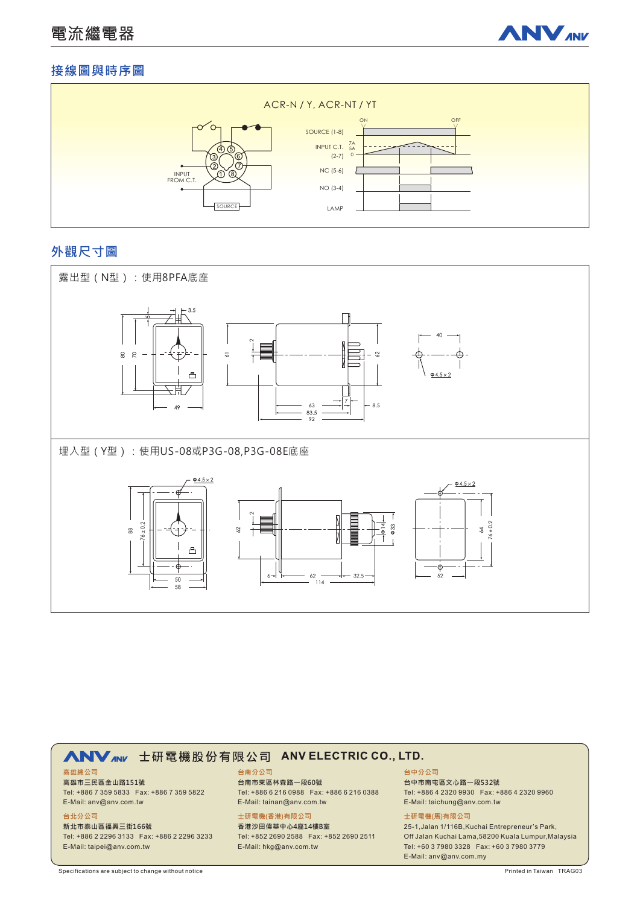# 電流繼電器

## 接線圖與時序圖

ACR-N / Y, ACR-NT / YT

INPUT FROM C.T.

SOURCE

ON
OFF

SOURCE (1-8)

INPUT C.T. (2-7)
7A
5A
0

NC (5-6)

NO (3-4)

LAMP

## 外觀尺寸圖

露出型（N型）：使用8PFA底座

3.5
5
80
70
49
61
2
62
7
8.5
63
83.5
92
40
Φ4.5×2

埋入型（Y型）：使用US-08或P3G-08,P3G-08E底座

Φ4.5×2
88
76±0.2
50
58
62
2
Φ14
Φ33
6
62
32.5
114
Φ4.5×2
64
76±0.2
52

---

**ANV 士研電機股份有限公司 ANV ELECTRIC CO., LTD.**

**高雄總公司**
高雄市三民區金山路151號
Tel: +886 7 359 5833 Fax: +886 7 359 5822
E-Mail: anv@anv.com.tw

**台南分公司**
台南市東區林森路一段60號
Tel: +886 6 216 0988 Fax: +886 6 216 0388
E-Mail: tainan@anv.com.tw

**台中分公司**
台中市南屯區文心路一段532號
Tel: +886 4 2320 9930 Fax: +886 4 2320 9960
E-Mail: taichung@anv.com.tw

**台北分公司**
新北市泰山區福興三街166號
Tel: +886 2 2296 3133 Fax: +886 2 2296 3233
E-Mail: taipei@anv.com.tw

**士研電機(香港)有限公司**
香港沙田偉華中心4座14樓B室
Tel: +852 2690 2588 Fax: +852 2690 2511
E-Mail: hkg@anv.com.tw

**士研電機(馬)有限公司**
25-1,Jalan 1/116B,Kuchai Entrepreneur's Park,
Off Jalan Kuchai Lama,58200 Kuala Lumpur,Malaysia
Tel: +60 3 7980 3328 Fax: +60 3 7980 3779
E-Mail: anv@anv.com.my

Specifications are subject to change without notice

Printed in Taiwan TRAG03